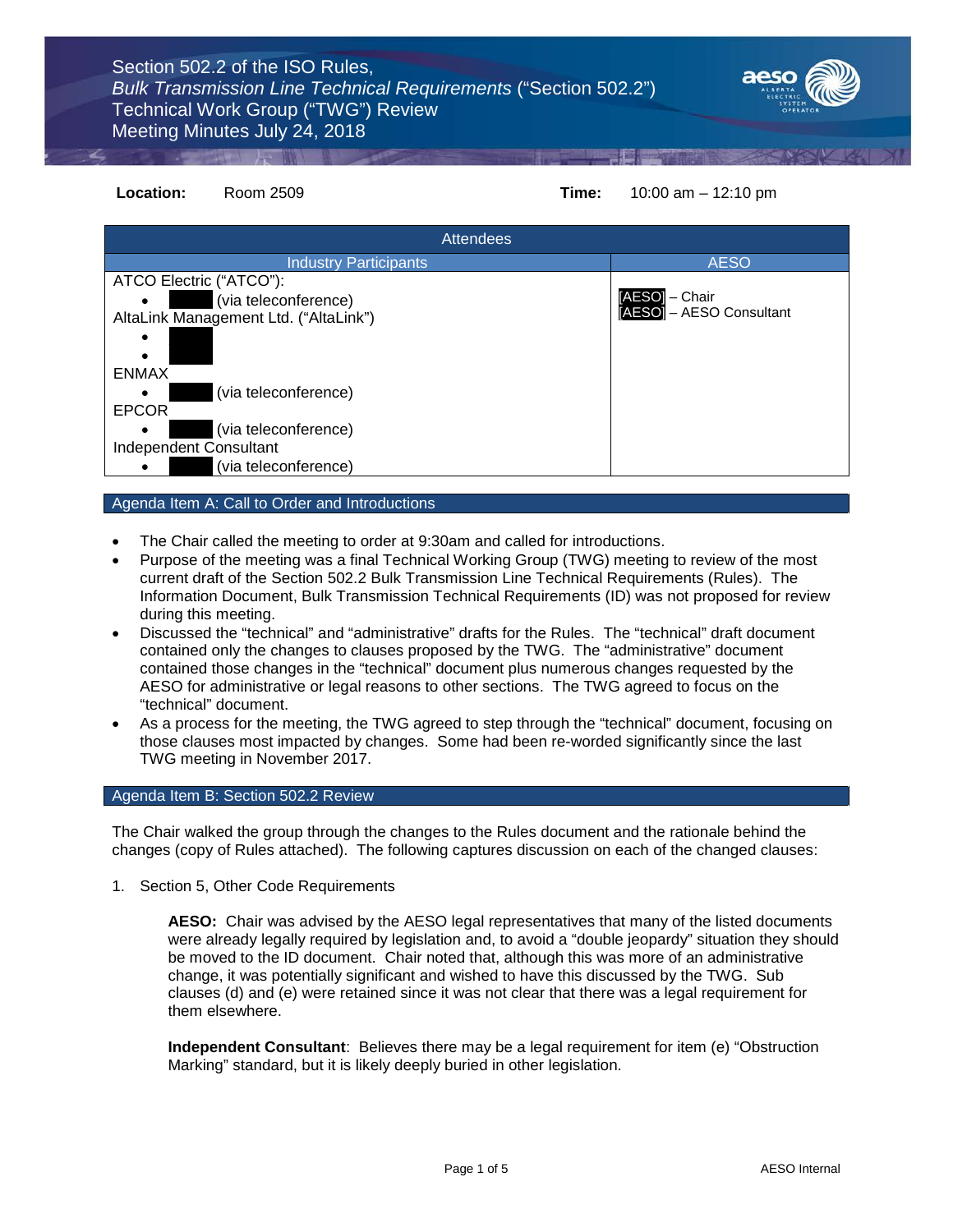# Section 502.2 of the ISO Rules, *Bulk Transmission Line Technical Requirements* ("Section 502.2") Technical Work Group ("TWG") Review Meeting Minutes July 24, 2018

**Location:** Room 2509 **Time:** 10:00 am – 12:10 pm

| Attendees | |
|---|---|
| **Industry Participants** | **AESO** |
| ATCO Electric ("ATCO"):<br>• (via teleconference)<br>AltaLink Management Ltd. ("AltaLink")<br>•<br>•<br>ENMAX<br>• (via teleconference)<br>EPCOR<br>• (via teleconference)<br>Independent Consultant<br>• (via teleconference) | [AESO] – Chair<br>[AESO] – AESO Consultant |

## Agenda Item A: Call to Order and Introductions

- The Chair called the meeting to order at 9:30am and called for introductions.
- Purpose of the meeting was a final Technical Working Group (TWG) meeting to review of the most current draft of the Section 502.2 Bulk Transmission Line Technical Requirements (Rules). The Information Document, Bulk Transmission Technical Requirements (ID) was not proposed for review during this meeting.
- Discussed the "technical" and "administrative" drafts for the Rules. The "technical" draft document contained only the changes to clauses proposed by the TWG. The "administrative" document contained those changes in the "technical" document plus numerous changes requested by the AESO for administrative or legal reasons to other sections. The TWG agreed to focus on the "technical" document.
- As a process for the meeting, the TWG agreed to step through the "technical" document, focusing on those clauses most impacted by changes. Some had been re-worded significantly since the last TWG meeting in November 2017.

## Agenda Item B: Section 502.2 Review

The Chair walked the group through the changes to the Rules document and the rationale behind the changes (copy of Rules attached). The following captures discussion on each of the changed clauses:

1. Section 5, Other Code Requirements

   **AESO:** Chair was advised by the AESO legal representatives that many of the listed documents were already legally required by legislation and, to avoid a "double jeopardy" situation they should be moved to the ID document. Chair noted that, although this was more of an administrative change, it was potentially significant and wished to have this discussed by the TWG. Sub clauses (d) and (e) were retained since it was not clear that there was a legal requirement for them elsewhere.

   **Independent Consultant**: Believes there may be a legal requirement for item (e) "Obstruction Marking" standard, but it is likely deeply buried in other legislation.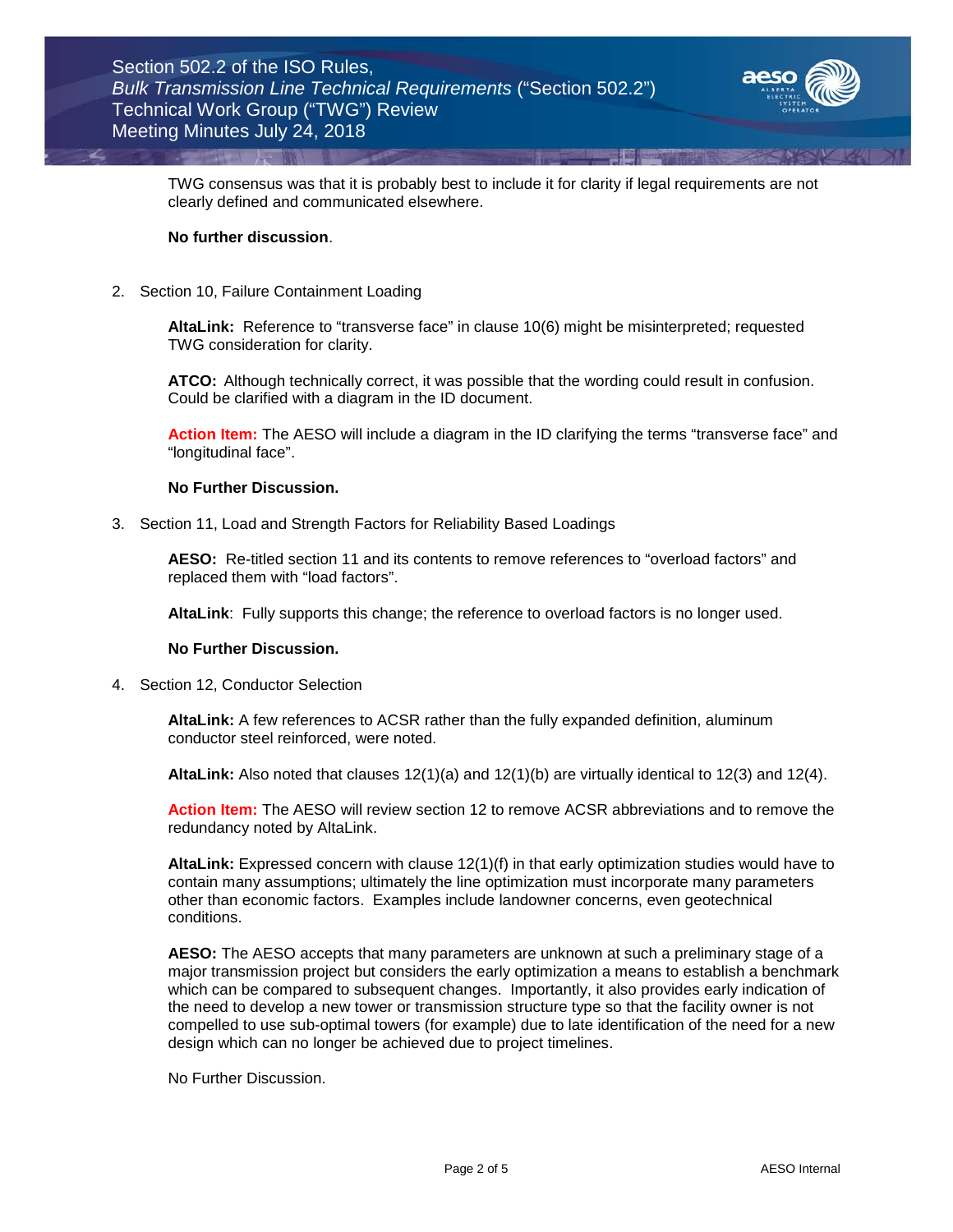TWG consensus was that it is probably best to include it for clarity if legal requirements are not clearly defined and communicated elsewhere.

**No further discussion**.

2. Section 10, Failure Containment Loading

   **AltaLink:** Reference to "transverse face" in clause 10(6) might be misinterpreted; requested TWG consideration for clarity.

   **ATCO:** Although technically correct, it was possible that the wording could result in confusion. Could be clarified with a diagram in the ID document.

   **Action Item:** The AESO will include a diagram in the ID clarifying the terms "transverse face" and "longitudinal face".

   **No Further Discussion.**

3. Section 11, Load and Strength Factors for Reliability Based Loadings

   **AESO:** Re-titled section 11 and its contents to remove references to "overload factors" and replaced them with "load factors".

   **AltaLink**: Fully supports this change; the reference to overload factors is no longer used.

   **No Further Discussion.**

4. Section 12, Conductor Selection

   **AltaLink:** A few references to ACSR rather than the fully expanded definition, aluminum conductor steel reinforced, were noted.

   **AltaLink:** Also noted that clauses 12(1)(a) and 12(1)(b) are virtually identical to 12(3) and 12(4).

   **Action Item:** The AESO will review section 12 to remove ACSR abbreviations and to remove the redundancy noted by AltaLink.

   **AltaLink:** Expressed concern with clause 12(1)(f) in that early optimization studies would have to contain many assumptions; ultimately the line optimization must incorporate many parameters other than economic factors. Examples include landowner concerns, even geotechnical conditions.

   **AESO:** The AESO accepts that many parameters are unknown at such a preliminary stage of a major transmission project but considers the early optimization a means to establish a benchmark which can be compared to subsequent changes. Importantly, it also provides early indication of the need to develop a new tower or transmission structure type so that the facility owner is not compelled to use sub-optimal towers (for example) due to late identification of the need for a new design which can no longer be achieved due to project timelines.

   No Further Discussion.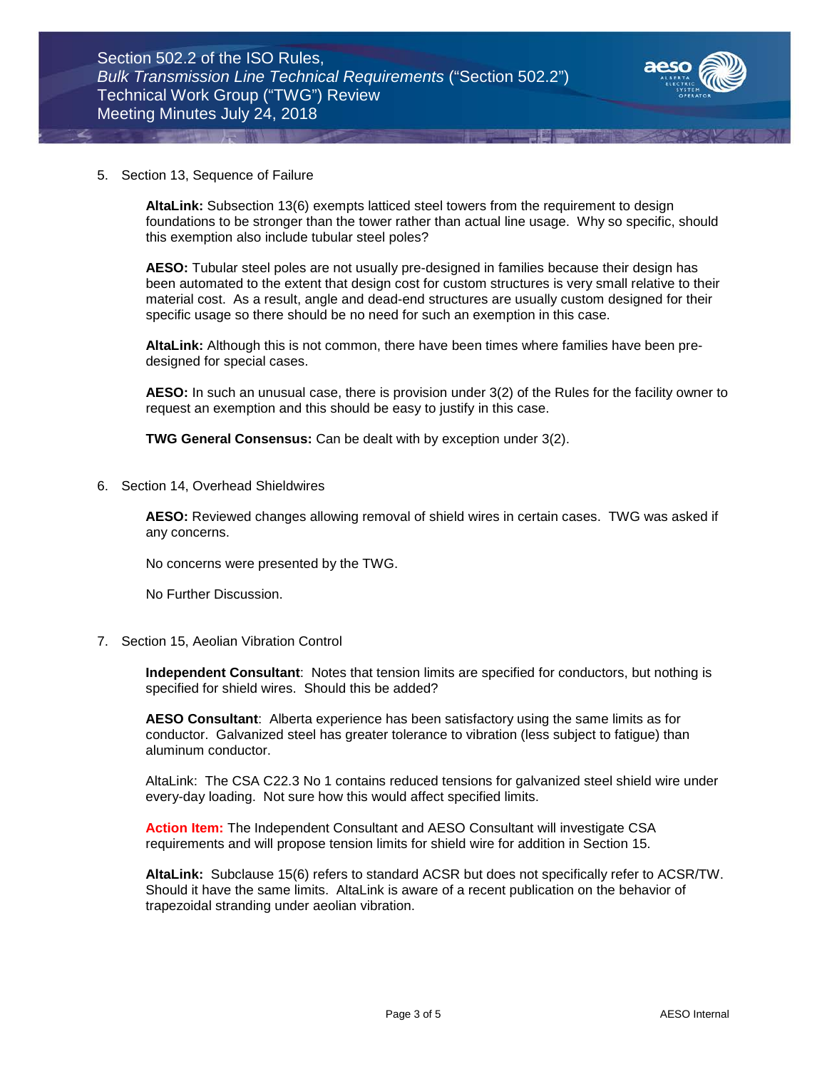5. Section 13, Sequence of Failure

   **AltaLink:** Subsection 13(6) exempts latticed steel towers from the requirement to design foundations to be stronger than the tower rather than actual line usage. Why so specific, should this exemption also include tubular steel poles?

   **AESO:** Tubular steel poles are not usually pre-designed in families because their design has been automated to the extent that design cost for custom structures is very small relative to their material cost. As a result, angle and dead-end structures are usually custom designed for their specific usage so there should be no need for such an exemption in this case.

   **AltaLink:** Although this is not common, there have been times where families have been pre-designed for special cases.

   **AESO:** In such an unusual case, there is provision under 3(2) of the Rules for the facility owner to request an exemption and this should be easy to justify in this case.

   **TWG General Consensus:** Can be dealt with by exception under 3(2).

6. Section 14, Overhead Shieldwires

   **AESO:** Reviewed changes allowing removal of shield wires in certain cases. TWG was asked if any concerns.

   No concerns were presented by the TWG.

   No Further Discussion.

7. Section 15, Aeolian Vibration Control

   **Independent Consultant**: Notes that tension limits are specified for conductors, but nothing is specified for shield wires. Should this be added?

   **AESO Consultant**: Alberta experience has been satisfactory using the same limits as for conductor. Galvanized steel has greater tolerance to vibration (less subject to fatigue) than aluminum conductor.

   AltaLink: The CSA C22.3 No 1 contains reduced tensions for galvanized steel shield wire under every-day loading. Not sure how this would affect specified limits.

   **Action Item:** The Independent Consultant and AESO Consultant will investigate CSA requirements and will propose tension limits for shield wire for addition in Section 15.

   **AltaLink:** Subclause 15(6) refers to standard ACSR but does not specifically refer to ACSR/TW. Should it have the same limits. AltaLink is aware of a recent publication on the behavior of trapezoidal stranding under aeolian vibration.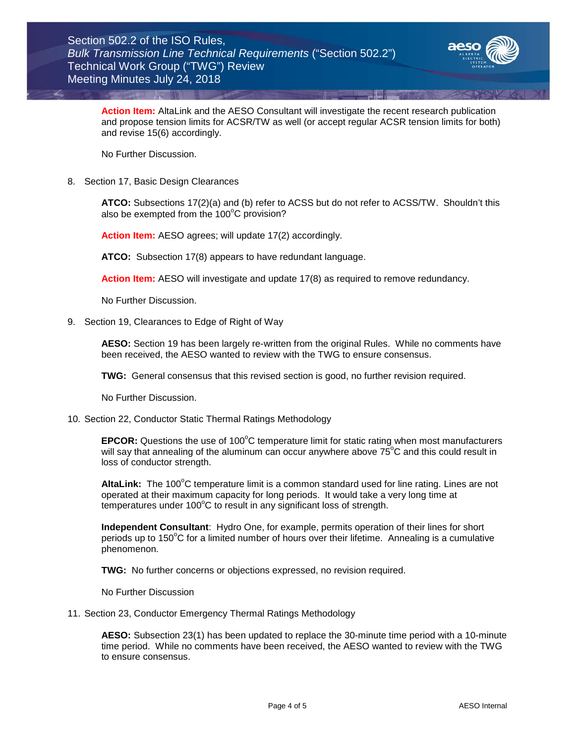**Action Item:** AltaLink and the AESO Consultant will investigate the recent research publication and propose tension limits for ACSR/TW as well (or accept regular ACSR tension limits for both) and revise 15(6) accordingly.

No Further Discussion.

8. Section 17, Basic Design Clearances

   **ATCO:** Subsections 17(2)(a) and (b) refer to ACSS but do not refer to ACSS/TW. Shouldn't this also be exempted from the 100°C provision?

   **Action Item:** AESO agrees; will update 17(2) accordingly.

   **ATCO:** Subsection 17(8) appears to have redundant language.

   **Action Item:** AESO will investigate and update 17(8) as required to remove redundancy.

   No Further Discussion.

9. Section 19, Clearances to Edge of Right of Way

   **AESO:** Section 19 has been largely re-written from the original Rules. While no comments have been received, the AESO wanted to review with the TWG to ensure consensus.

   **TWG:** General consensus that this revised section is good, no further revision required.

   No Further Discussion.

10. Section 22, Conductor Static Thermal Ratings Methodology

    **EPCOR:** Questions the use of 100°C temperature limit for static rating when most manufacturers will say that annealing of the aluminum can occur anywhere above 75°C and this could result in loss of conductor strength.

    **AltaLink:** The 100°C temperature limit is a common standard used for line rating. Lines are not operated at their maximum capacity for long periods. It would take a very long time at temperatures under 100°C to result in any significant loss of strength.

    **Independent Consultant**: Hydro One, for example, permits operation of their lines for short periods up to 150°C for a limited number of hours over their lifetime. Annealing is a cumulative phenomenon.

    **TWG:** No further concerns or objections expressed, no revision required.

    No Further Discussion

11. Section 23, Conductor Emergency Thermal Ratings Methodology

    **AESO:** Subsection 23(1) has been updated to replace the 30-minute time period with a 10-minute time period. While no comments have been received, the AESO wanted to review with the TWG to ensure consensus.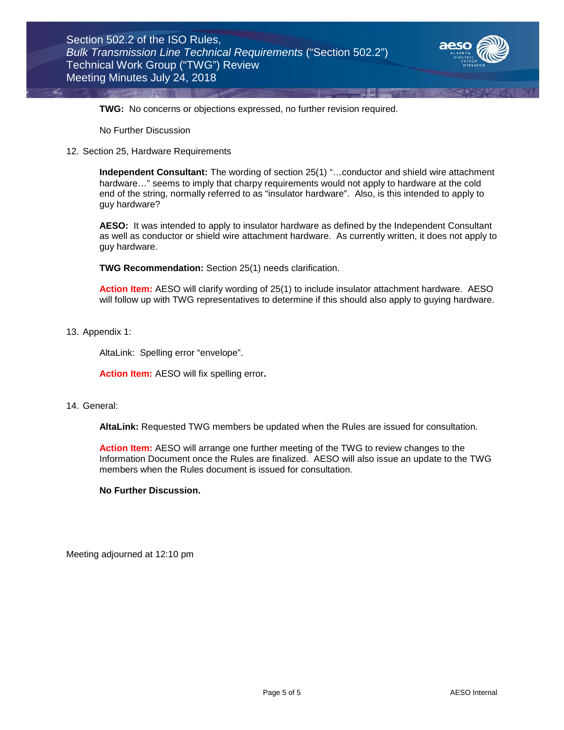**TWG:** No concerns or objections expressed, no further revision required.

No Further Discussion

12. Section 25, Hardware Requirements

    **Independent Consultant:** The wording of section 25(1) "…conductor and shield wire attachment hardware…" seems to imply that charpy requirements would not apply to hardware at the cold end of the string, normally referred to as "insulator hardware". Also, is this intended to apply to guy hardware?

    **AESO:** It was intended to apply to insulator hardware as defined by the Independent Consultant as well as conductor or shield wire attachment hardware. As currently written, it does not apply to guy hardware.

    **TWG Recommendation:** Section 25(1) needs clarification.

    **Action Item:** AESO will clarify wording of 25(1) to include insulator attachment hardware. AESO will follow up with TWG representatives to determine if this should also apply to guying hardware.

13. Appendix 1:

    AltaLink: Spelling error "envelope".

    **Action Item:** AESO will fix spelling error**.**

14. General:

    **AltaLink:** Requested TWG members be updated when the Rules are issued for consultation.

    **Action Item:** AESO will arrange one further meeting of the TWG to review changes to the Information Document once the Rules are finalized. AESO will also issue an update to the TWG members when the Rules document is issued for consultation.

    **No Further Discussion.**

Meeting adjourned at 12:10 pm